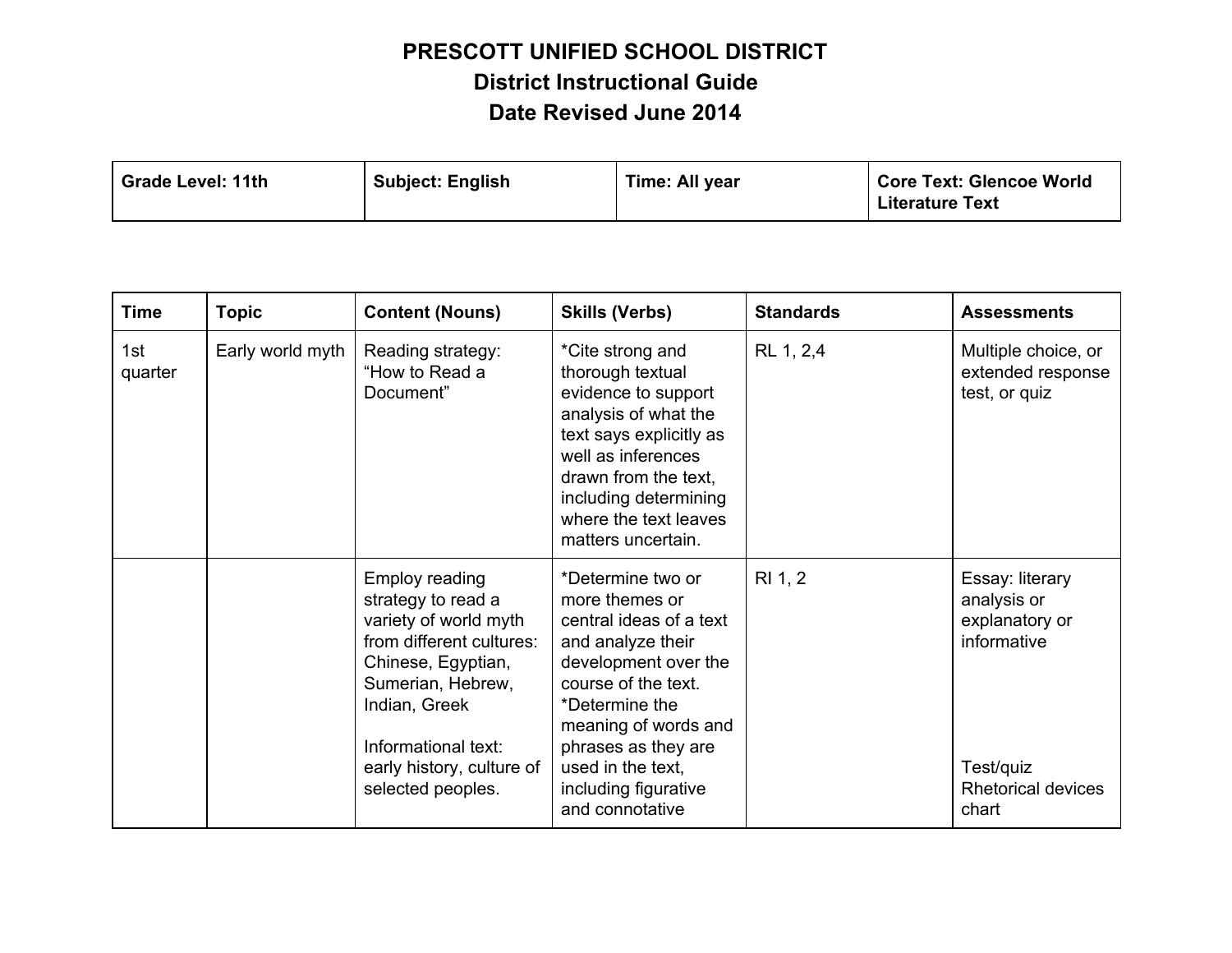# PRESCOTT UNIFIED SCHOOL DISTRICT
## District Instructional Guide
## Date Revised June 2014

| Grade Level: 11th | Subject: English | Time: All year | Core Text: Glencoe World Literature Text |
|---|---|---|---|

| Time | Topic | Content (Nouns) | Skills (Verbs) | Standards | Assessments |
|---|---|---|---|---|---|
| 1st quarter | Early world myth | Reading strategy: "How to Read a Document" | *Cite strong and thorough textual evidence to support analysis of what the text says explicitly as well as inferences drawn from the text, including determining where the text leaves matters uncertain. | RL 1, 2,4 | Multiple choice, or extended response test, or quiz |
| | | Employ reading strategy to read a variety of world myth from different cultures: Chinese, Egyptian, Sumerian, Hebrew, Indian, Greek<br><br>Informational text: early history, culture of selected peoples. | *Determine two or more themes or central ideas of a text and analyze their development over the course of the text.<br>*Determine the meaning of words and phrases as they are used in the text, including figurative and connotative | RI 1, 2 | Essay: literary analysis or explanatory or informative<br><br>Test/quiz<br>Rhetorical devices chart |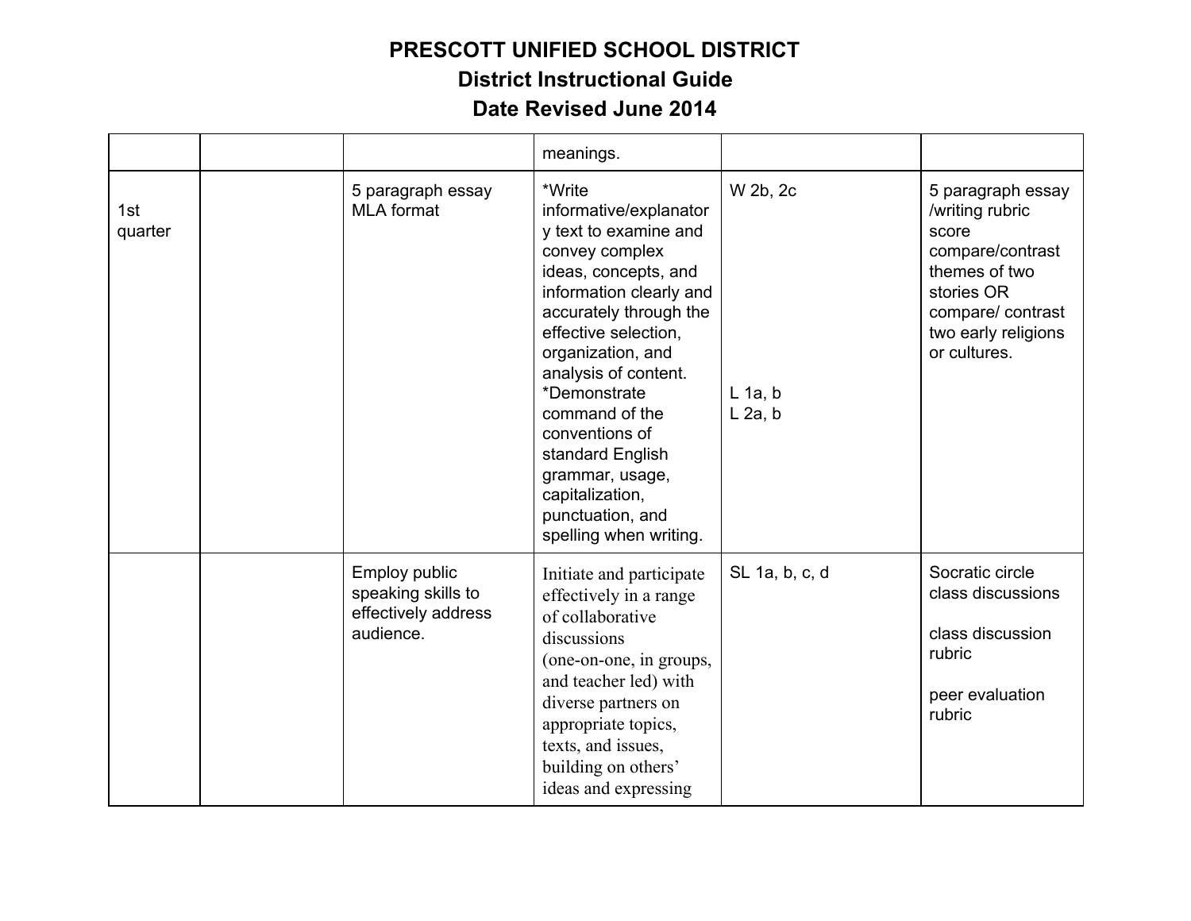**PRESCOTT UNIFIED SCHOOL DISTRICT**
**District Instructional Guide**
**Date Revised June 2014**

| | | | | | |
|---|---|---|---|---|---|
| | | | meanings. | | |
| 1st quarter | | 5 paragraph essay MLA format | *Write informative/explanatory text to examine and convey complex ideas, concepts, and information clearly and accurately through the effective selection, organization, and analysis of content.<br>*Demonstrate command of the conventions of standard English grammar, usage, capitalization, punctuation, and spelling when writing. | W 2b, 2c<br><br>L 1a, b<br>L 2a, b | 5 paragraph essay /writing rubric score compare/contrast themes of two stories OR compare/ contrast two early religions or cultures. |
| | | Employ public speaking skills to effectively address audience. | Initiate and participate effectively in a range of collaborative discussions (one-on-one, in groups, and teacher led) with diverse partners on appropriate topics, texts, and issues, building on others' ideas and expressing | SL 1a, b, c, d | Socratic circle class discussions<br><br>class discussion rubric<br><br>peer evaluation rubric |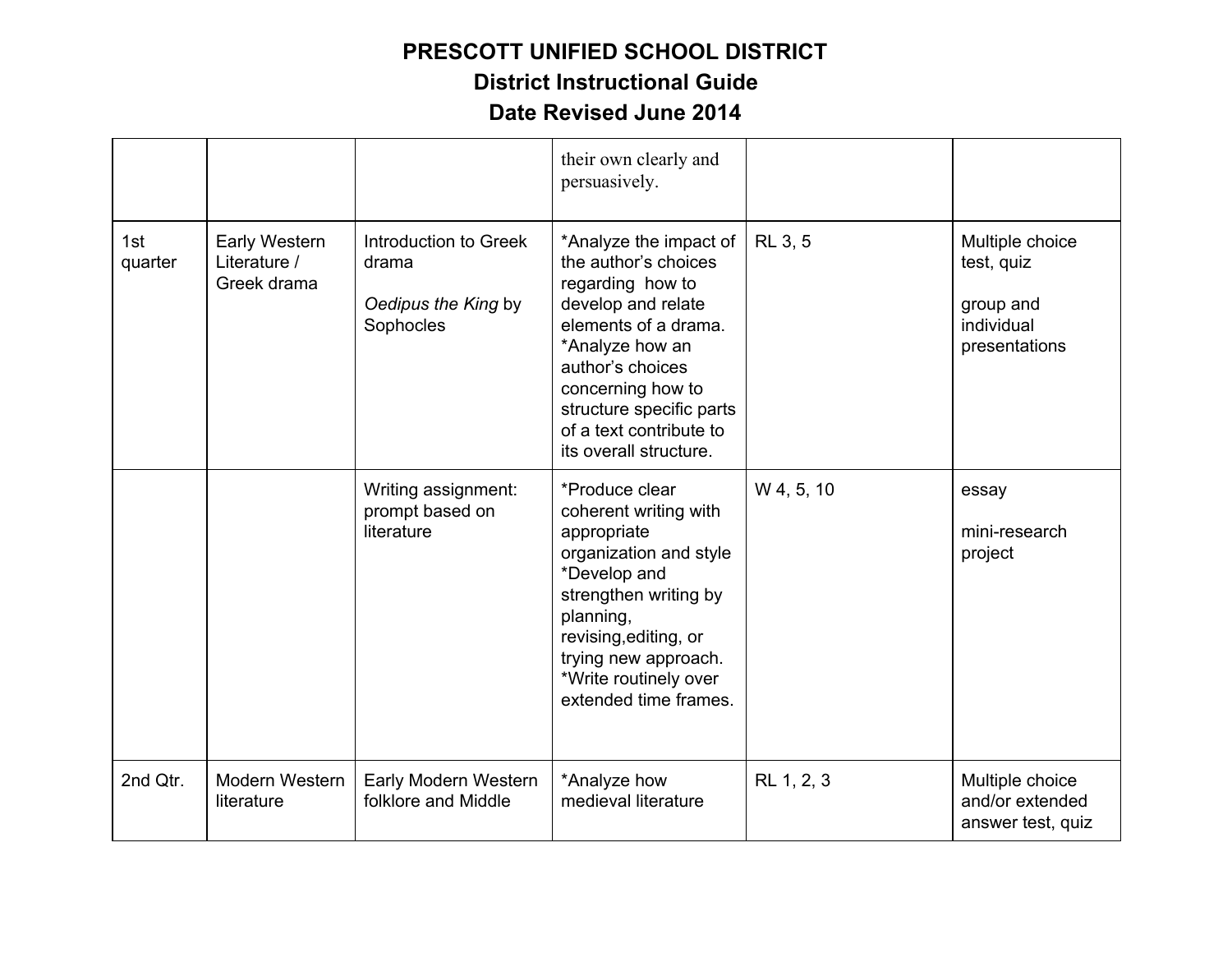**PRESCOTT UNIFIED SCHOOL DISTRICT**
**District Instructional Guide**
**Date Revised June 2014**

| | | | | | |
|---|---|---|---|---|---|
| | | | their own clearly and persuasively. | | |
| 1st quarter | Early Western Literature / Greek drama | Introduction to Greek drama<br><br>*Oedipus the King* by Sophocles | *Analyze the impact of the author's choices regarding how to develop and relate elements of a drama.<br>*Analyze how an author's choices concerning how to structure specific parts of a text contribute to its overall structure. | RL 3, 5 | Multiple choice test, quiz<br><br>group and individual presentations |
| | | Writing assignment: prompt based on literature | *Produce clear coherent writing with appropriate organization and style<br>*Develop and strengthen writing by planning, revising,editing, or trying new approach.<br>*Write routinely over extended time frames. | W 4, 5, 10 | essay<br><br>mini-research project |
| 2nd Qtr. | Modern Western literature | Early Modern Western folklore and Middle | *Analyze how medieval literature | RL 1, 2, 3 | Multiple choice and/or extended answer test, quiz |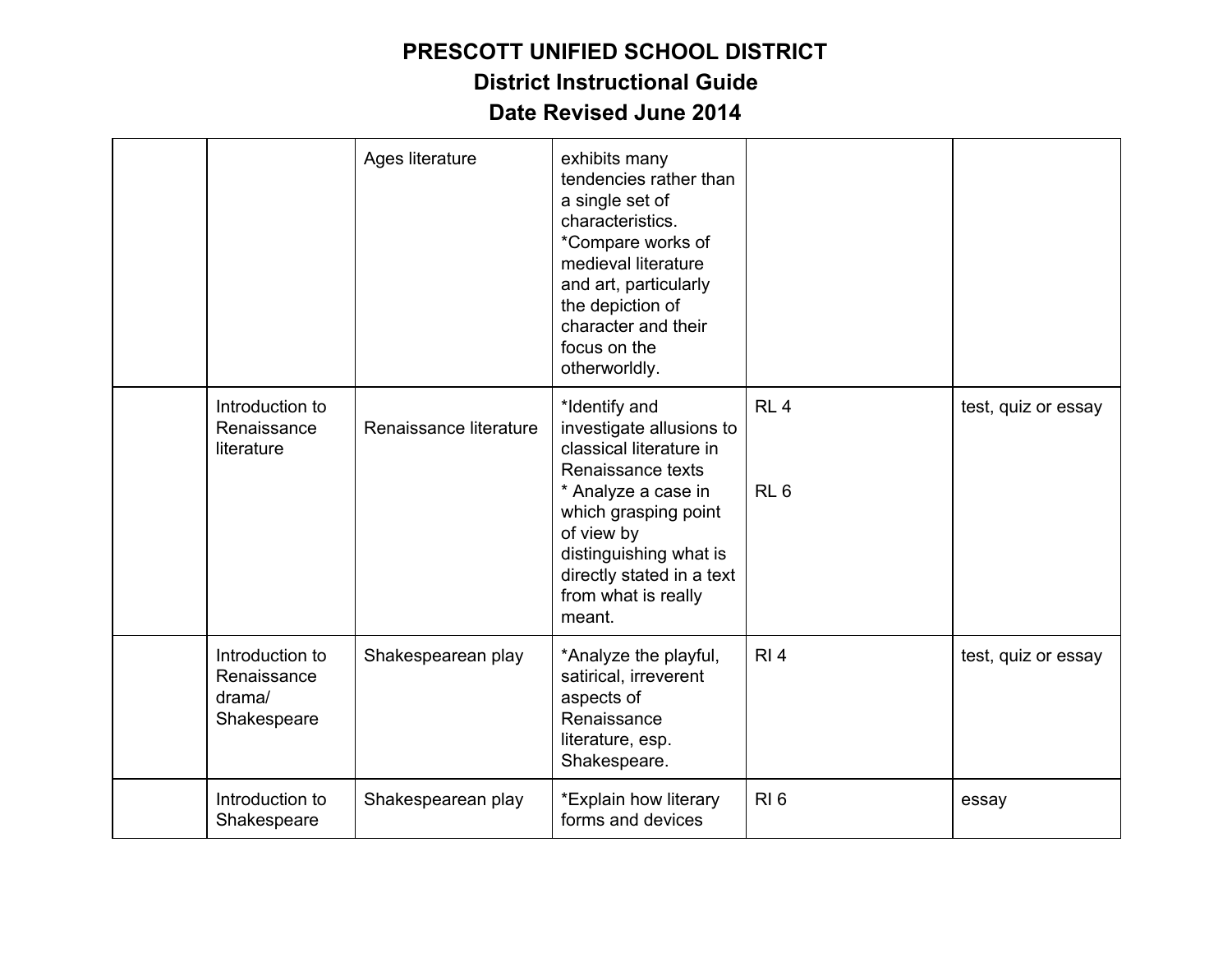# PRESCOTT UNIFIED SCHOOL DISTRICT
## District Instructional Guide
## Date Revised June 2014

| | | | | | |
|---|---|---|---|---|---|
| | | Ages literature | exhibits many tendencies rather than a single set of characteristics. *Compare works of medieval literature and art, particularly the depiction of character and their focus on the otherworldly. | | |
| | Introduction to Renaissance literature | Renaissance literature | *Identify and investigate allusions to classical literature in Renaissance texts * Analyze a case in which grasping point of view by distinguishing what is directly stated in a text from what is really meant. | RL 4 RL 6 | test, quiz or essay |
| | Introduction to Renaissance drama/ Shakespeare | Shakespearean play | *Analyze the playful, satirical, irreverent aspects of Renaissance literature, esp. Shakespeare. | RI 4 | test, quiz or essay |
| | Introduction to Shakespeare | Shakespearean play | *Explain how literary forms and devices | RI 6 | essay |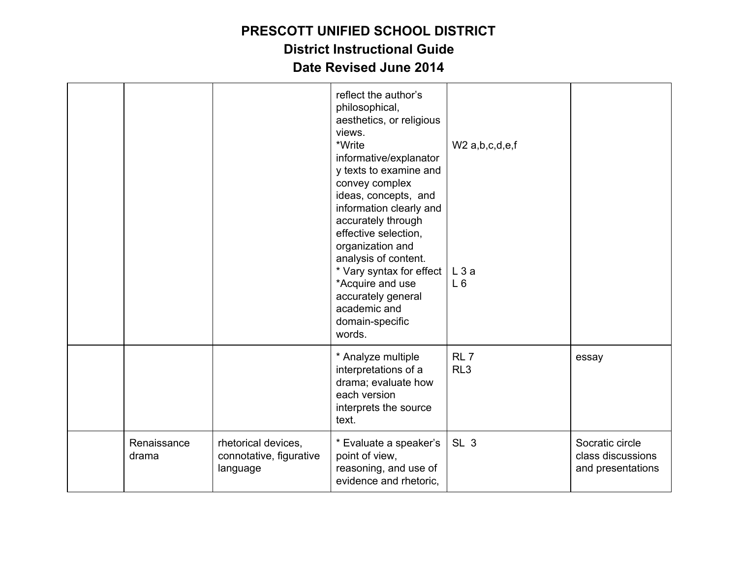# PRESCOTT UNIFIED SCHOOL DISTRICT
## District Instructional Guide
## Date Revised June 2014

| | | | | | |
|---|---|---|---|---|---|
| | | | reflect the author's philosophical, aesthetics, or religious views.<br>*Write informative/explanatory texts to examine and convey complex ideas, concepts, and information clearly and accurately through effective selection, organization and analysis of content.<br>* Vary syntax for effect<br>*Acquire and use accurately general academic and domain-specific words. | W2 a,b,c,d,e,f<br><br>L 3 a<br>L 6 | |
| | | | * Analyze multiple interpretations of a drama; evaluate how each version interprets the source text. | RL 7<br>RL3 | essay |
| | Renaissance drama | rhetorical devices, connotative, figurative language | * Evaluate a speaker's point of view, reasoning, and use of evidence and rhetoric, | SL 3 | Socratic circle class discussions and presentations |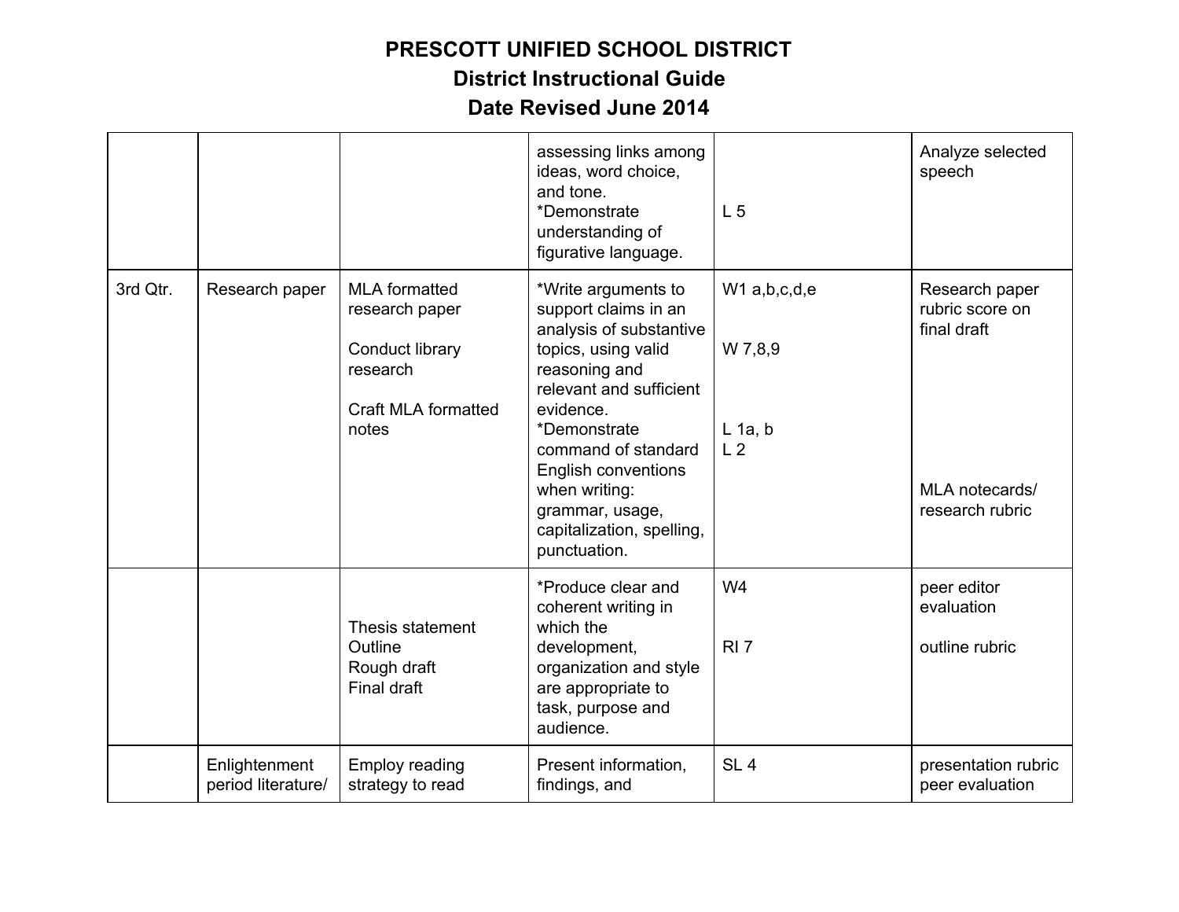# PRESCOTT UNIFIED SCHOOL DISTRICT
## District Instructional Guide
## Date Revised June 2014

| | | | | | |
|---|---|---|---|---|---|
| | | | assessing links among ideas, word choice, and tone.<br>*Demonstrate understanding of figurative language. | L 5 | Analyze selected speech |
| 3rd Qtr. | Research paper | MLA formatted research paper<br><br>Conduct library research<br><br>Craft MLA formatted notes | *Write arguments to support claims in an analysis of substantive topics, using valid reasoning and relevant and sufficient evidence.<br>*Demonstrate command of standard English conventions when writing: grammar, usage, capitalization, spelling, punctuation. | W1 a,b,c,d,e<br><br>W 7,8,9<br><br>L 1a, b<br>L 2 | Research paper rubric score on final draft<br><br>MLA notecards/ research rubric |
| | | Thesis statement<br>Outline<br>Rough draft<br>Final draft | *Produce clear and coherent writing in which the development, organization and style are appropriate to task, purpose and audience. | W4<br><br>RI 7 | peer editor evaluation<br><br>outline rubric |
| | Enlightenment period literature/ | Employ reading strategy to read | Present information, findings, and | SL 4 | presentation rubric peer evaluation |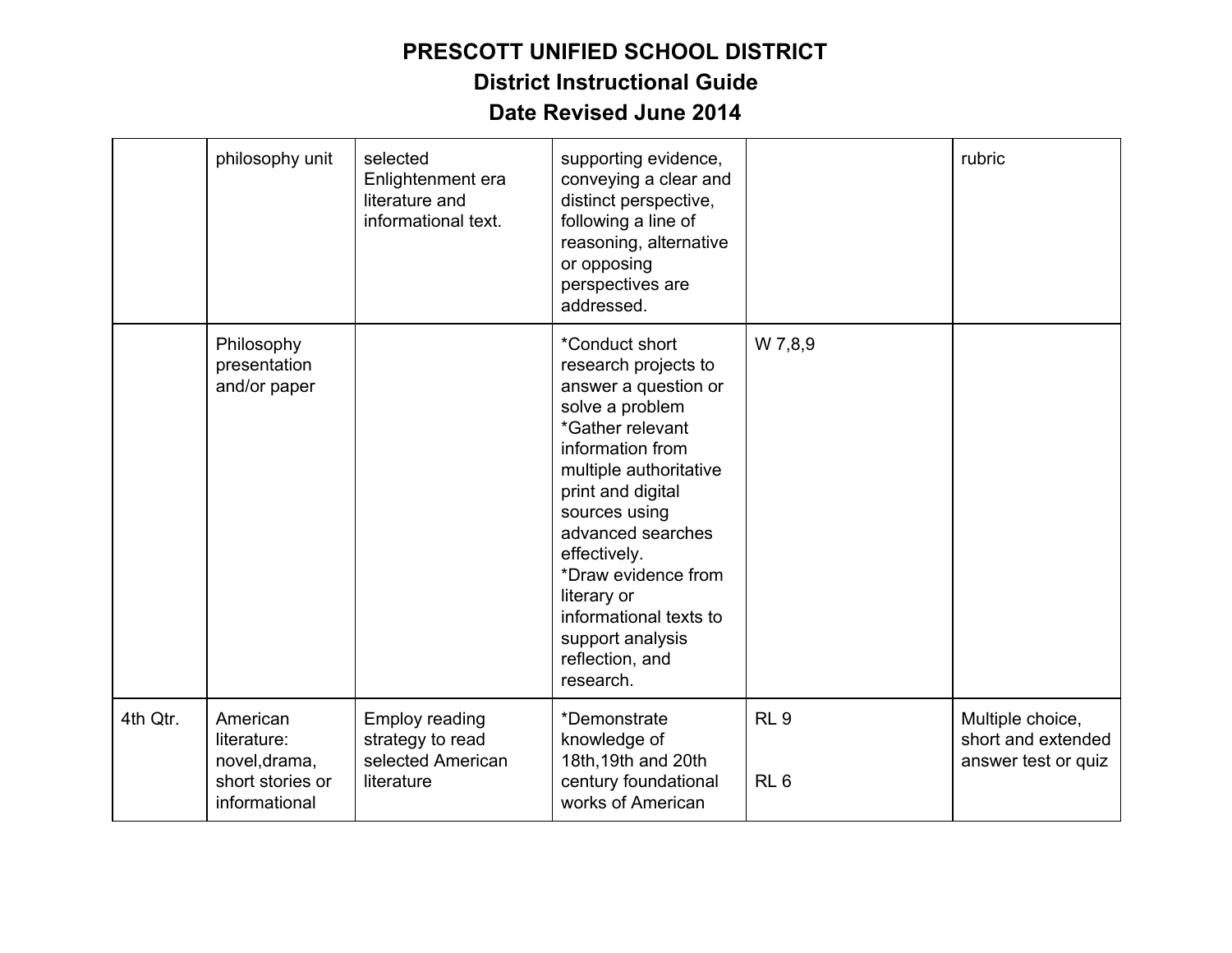# PRESCOTT UNIFIED SCHOOL DISTRICT
## District Instructional Guide
## Date Revised June 2014

| | | | | | |
|---|---|---|---|---|---|
| | philosophy unit | selected Enlightenment era literature and informational text. | supporting evidence, conveying a clear and distinct perspective, following a line of reasoning, alternative or opposing perspectives are addressed. | | rubric |
| | Philosophy presentation and/or paper | | *Conduct short research projects to answer a question or solve a problem *Gather relevant information from multiple authoritative print and digital sources using advanced searches effectively. *Draw evidence from literary or informational texts to support analysis reflection, and research. | W 7,8,9 | |
| 4th Qtr. | American literature: novel,drama, short stories or informational | Employ reading strategy to read selected American literature | *Demonstrate knowledge of 18th,19th and 20th century foundational works of American | RL 9<br><br>RL 6 | Multiple choice, short and extended answer test or quiz |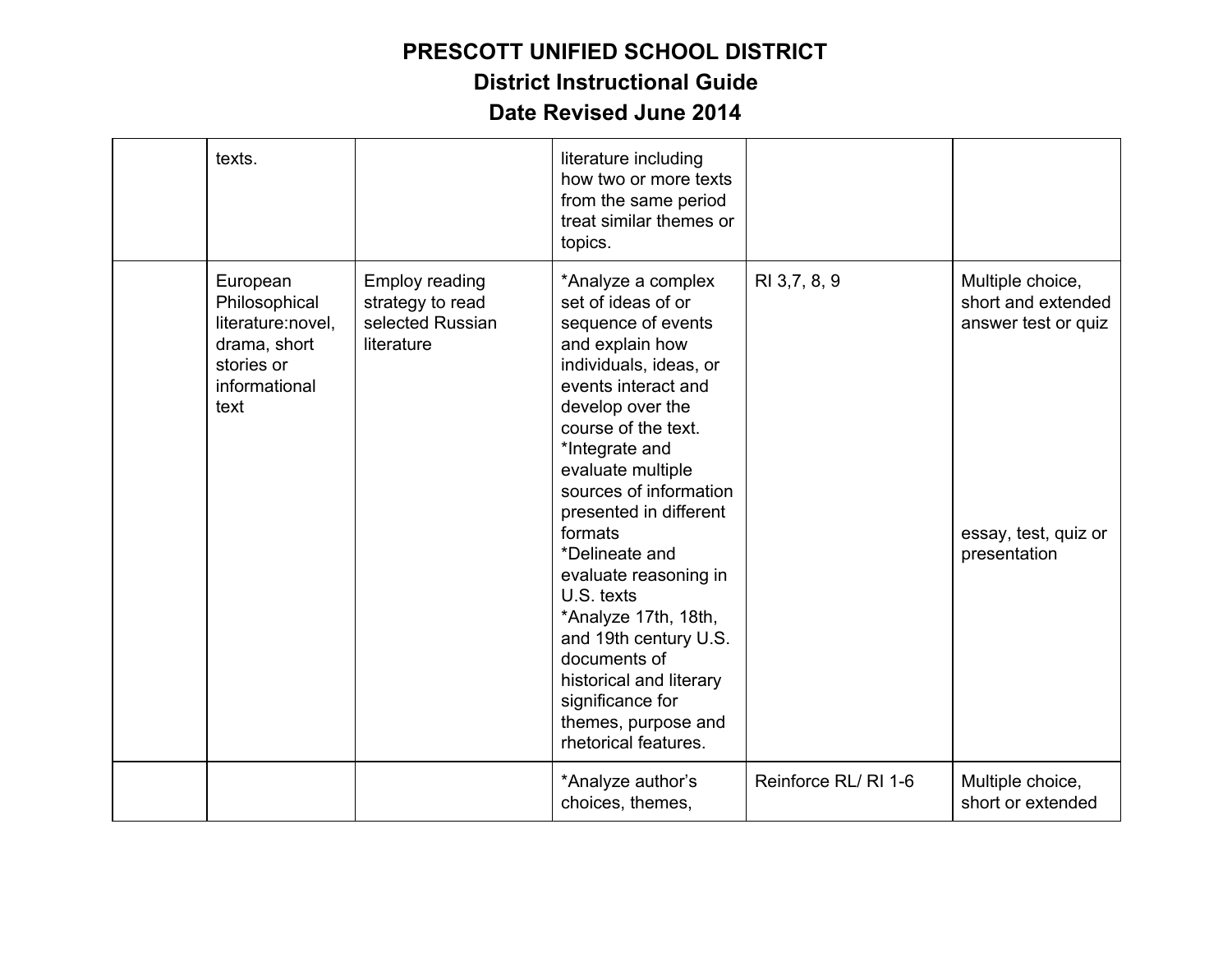# PRESCOTT UNIFIED SCHOOL DISTRICT
## District Instructional Guide
## Date Revised June 2014

| | | | | | |
|---|---|---|---|---|---|
| | texts. | | literature including how two or more texts from the same period treat similar themes or topics. | | |
| | European Philosophical literature:novel, drama, short stories or informational text | Employ reading strategy to read selected Russian literature | *Analyze a complex set of ideas of or sequence of events and explain how individuals, ideas, or events interact and develop over the course of the text.<br>*Integrate and evaluate multiple sources of information presented in different formats<br>*Delineate and evaluate reasoning in U.S. texts<br>*Analyze 17th, 18th, and 19th century U.S. documents of historical and literary significance for themes, purpose and rhetorical features. | RI 3,7, 8, 9 | Multiple choice, short and extended answer test or quiz<br><br>essay, test, quiz or presentation |
| | | | *Analyze author's choices, themes, | Reinforce RL/ RI 1-6 | Multiple choice, short or extended |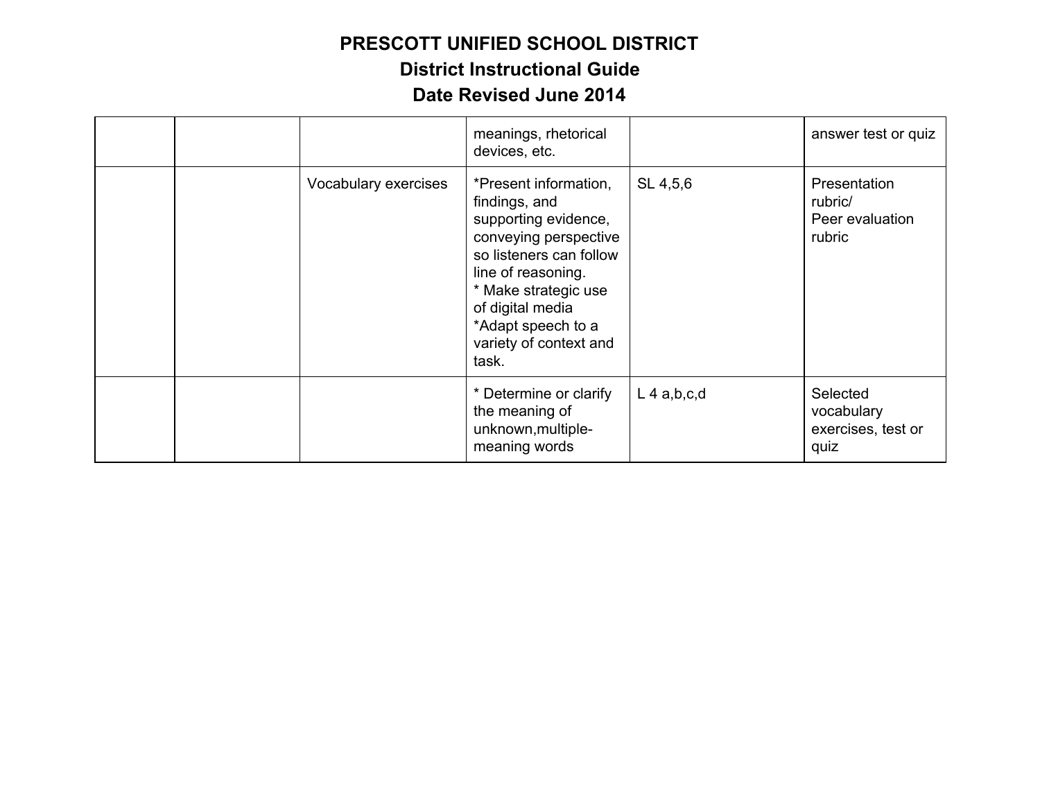# PRESCOTT UNIFIED SCHOOL DISTRICT
## District Instructional Guide
## Date Revised June 2014

| | | | | | |
|---|---|---|---|---|---|
| | | | meanings, rhetorical devices, etc. | | answer test or quiz |
| | | Vocabulary exercises | *Present information, findings, and supporting evidence, conveying perspective so listeners can follow line of reasoning.<br>* Make strategic use of digital media<br>*Adapt speech to a variety of context and task. | SL 4,5,6 | Presentation rubric/<br>Peer evaluation rubric |
| | | | * Determine or clarify the meaning of unknown,multiple-meaning words | L 4 a,b,c,d | Selected vocabulary exercises, test or quiz |